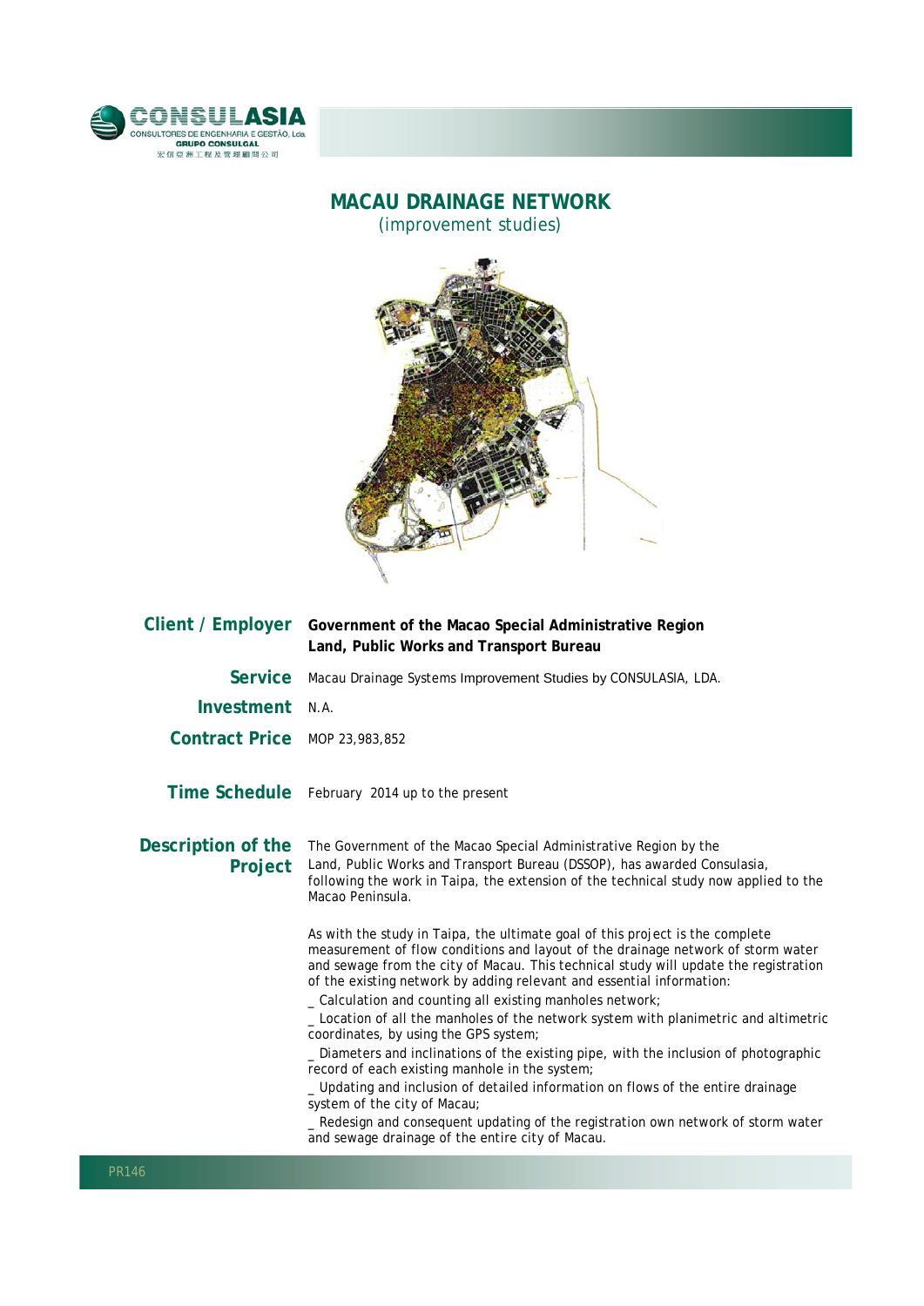# MACAU DRAINAGE NETWORK

(improvement studies)

**Client / Employer** **Government of the Macao Special Administrative Region Land, Public Works and Transport Bureau**

**Service** Macau Drainage Systems Improvement Studies by CONSULASIA, LDA.

**Investment** N.A.

**Contract Price** MOP 23,983,852

**Time Schedule** February 2014 up to the present

**Description of the Project**

The Government of the Macao Special Administrative Region by the Land, Public Works and Transport Bureau (DSSOP), has awarded Consulasia, following the work in Taipa, the extension of the technical study now applied to the Macao Peninsula.

As with the study in Taipa, the ultimate goal of this project is the complete measurement of flow conditions and layout of the drainage network of storm water and sewage from the city of Macau. This technical study will update the registration of the existing network by adding relevant and essential information:

_ Calculation and counting all existing manholes network;

_ Location of all the manholes of the network system with planimetric and altimetric coordinates, by using the GPS system;

_ Diameters and inclinations of the existing pipe, with the inclusion of photographic record of each existing manhole in the system;

_ Updating and inclusion of detailed information on flows of the entire drainage system of the city of Macau;

_ Redesign and consequent updating of the registration own network of storm water and sewage drainage of the entire city of Macau.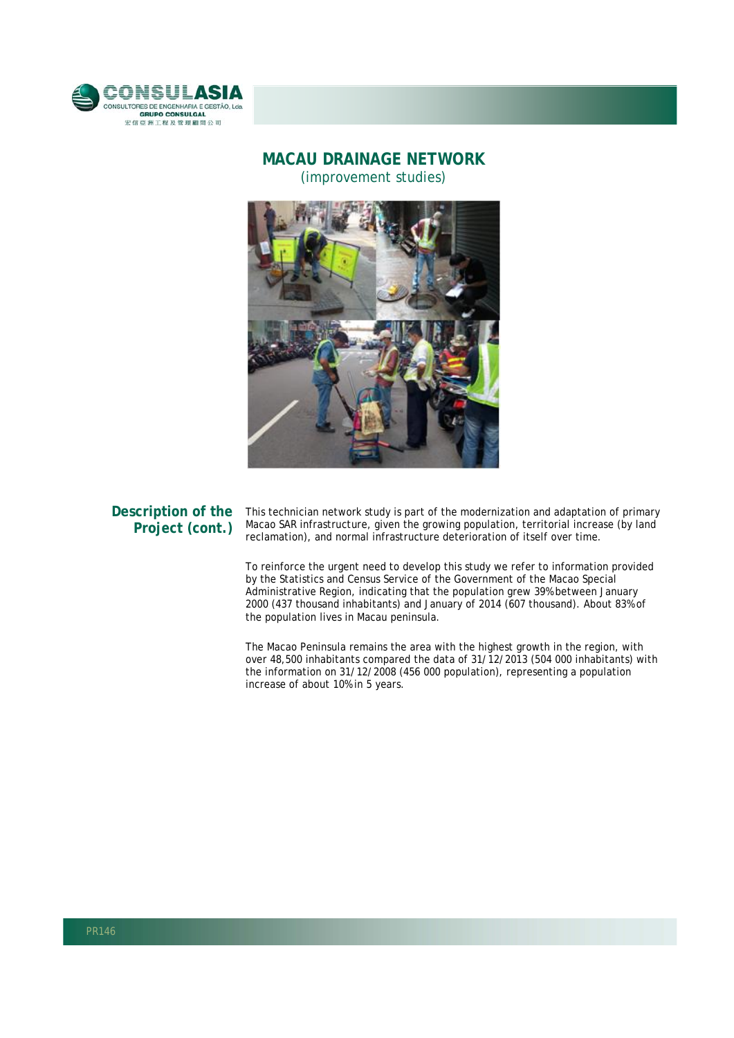# MACAU DRAINAGE NETWORK

(improvement studies)

## Description of the Project (cont.)

This technician network study is part of the modernization and adaptation of primary Macao SAR infrastructure, given the growing population, territorial increase (by land reclamation), and normal infrastructure deterioration of itself over time.

To reinforce the urgent need to develop this study we refer to information provided by the Statistics and Census Service of the Government of the Macao Special Administrative Region, indicating that the population grew 39% between January 2000 (437 thousand inhabitants) and January of 2014 (607 thousand). About 83% of the population lives in Macau peninsula.

The Macao Peninsula remains the area with the highest growth in the region, with over 48,500 inhabitants compared the data of 31/12/2013 (504 000 inhabitants) with the information on 31/12/2008 (456 000 population), representing a population increase of about 10% in 5 years.